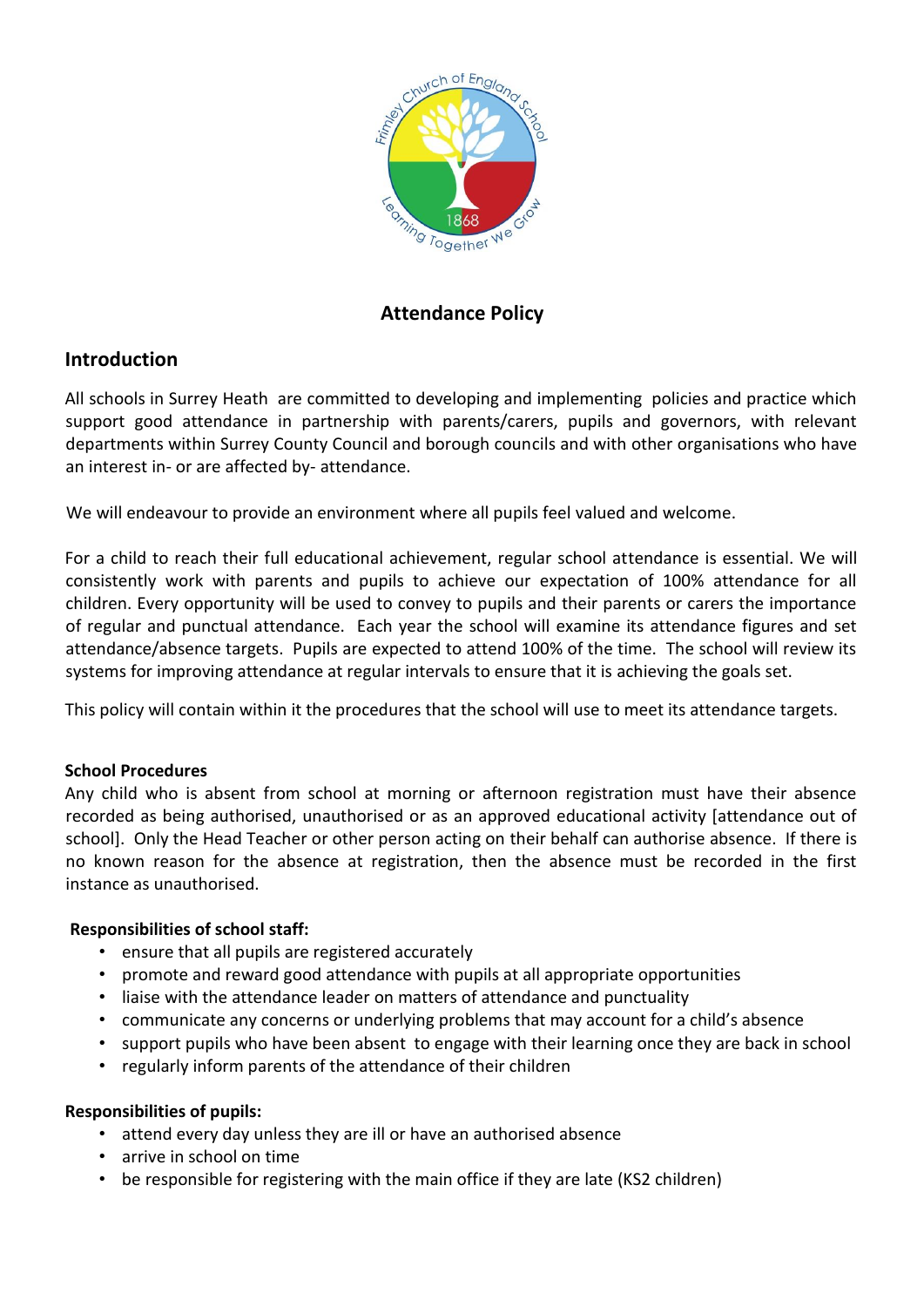# Attendance Policy

## Introduction

All schools in Surrey Heath are committed to developing and implementing policies and practice which support good attendance in partnership with parents/carers, pupils and governors, with relevant departments within Surrey County Council and borough councils and with other organisations who have an interest in- or are affected by- attendance.

We will endeavour to provide an environment where all pupils feel valued and welcome.

For a child to reach their full educational achievement, regular school attendance is essential. We will consistently work with parents and pupils to achieve our expectation of 100% attendance for all children. Every opportunity will be used to convey to pupils and their parents or carers the importance of regular and punctual attendance. Each year the school will examine its attendance figures and set attendance/absence targets. Pupils are expected to attend 100% of the time. The school will review its systems for improving attendance at regular intervals to ensure that it is achieving the goals set.

This policy will contain within it the procedures that the school will use to meet its attendance targets.

**School Procedures**

Any child who is absent from school at morning or afternoon registration must have their absence recorded as being authorised, unauthorised or as an approved educational activity [attendance out of school]. Only the Head Teacher or other person acting on their behalf can authorise absence. If there is no known reason for the absence at registration, then the absence must be recorded in the first instance as unauthorised.

**Responsibilities of school staff:**

- ensure that all pupils are registered accurately
- promote and reward good attendance with pupils at all appropriate opportunities
- liaise with the attendance leader on matters of attendance and punctuality
- communicate any concerns or underlying problems that may account for a child's absence
- support pupils who have been absent to engage with their learning once they are back in school
- regularly inform parents of the attendance of their children

**Responsibilities of pupils:**

- attend every day unless they are ill or have an authorised absence
- arrive in school on time
- be responsible for registering with the main office if they are late (KS2 children)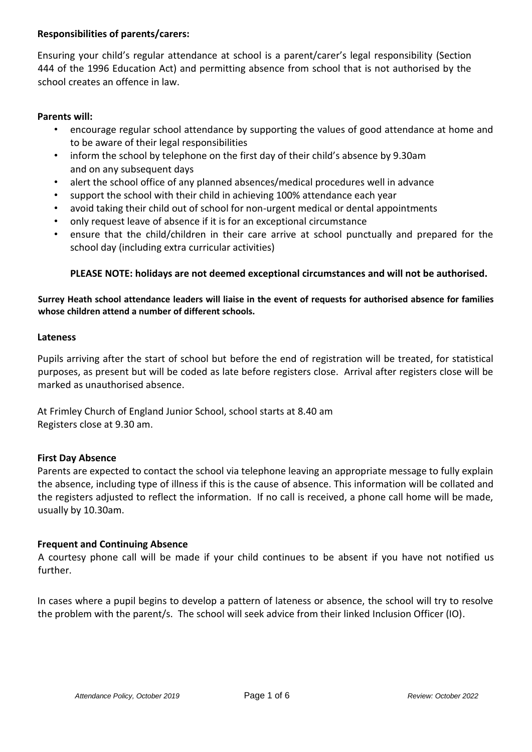**Responsibilities of parents/carers:**

Ensuring your child's regular attendance at school is a parent/carer's legal responsibility (Section 444 of the 1996 Education Act) and permitting absence from school that is not authorised by the school creates an offence in law.

**Parents will:**

- encourage regular school attendance by supporting the values of good attendance at home and to be aware of their legal responsibilities
- inform the school by telephone on the first day of their child's absence by 9.30am and on any subsequent days
- alert the school office of any planned absences/medical procedures well in advance
- support the school with their child in achieving 100% attendance each year
- avoid taking their child out of school for non-urgent medical or dental appointments
- only request leave of absence if it is for an exceptional circumstance
- ensure that the child/children in their care arrive at school punctually and prepared for the school day (including extra curricular activities)

**PLEASE NOTE: holidays are not deemed exceptional circumstances and will not be authorised.**

**Surrey Heath school attendance leaders will liaise in the event of requests for authorised absence for families whose children attend a number of different schools.**

**Lateness**

Pupils arriving after the start of school but before the end of registration will be treated, for statistical purposes, as present but will be coded as late before registers close. Arrival after registers close will be marked as unauthorised absence.

At Frimley Church of England Junior School, school starts at 8.40 am
Registers close at 9.30 am.

**First Day Absence**

Parents are expected to contact the school via telephone leaving an appropriate message to fully explain the absence, including type of illness if this is the cause of absence. This information will be collated and the registers adjusted to reflect the information. If no call is received, a phone call home will be made, usually by 10.30am.

**Frequent and Continuing Absence**

A courtesy phone call will be made if your child continues to be absent if you have not notified us further.

In cases where a pupil begins to develop a pattern of lateness or absence, the school will try to resolve the problem with the parent/s. The school will seek advice from their linked Inclusion Officer (IO).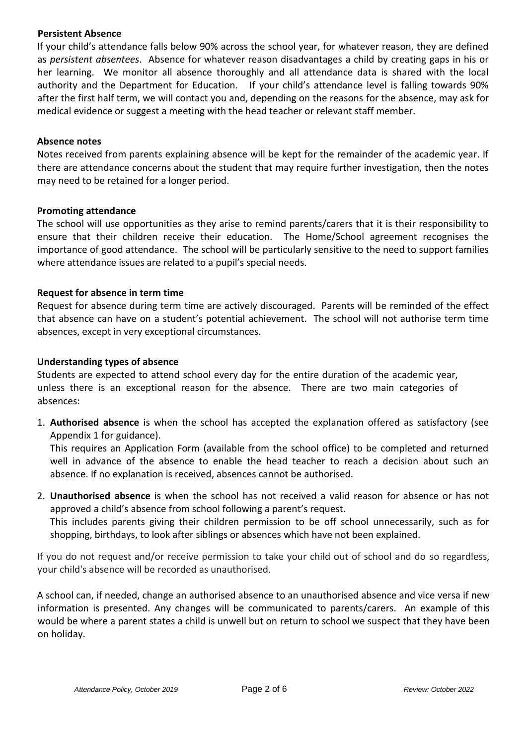### Persistent Absence

If your child's attendance falls below 90% across the school year, for whatever reason, they are defined as *persistent absentees*. Absence for whatever reason disadvantages a child by creating gaps in his or her learning. We monitor all absence thoroughly and all attendance data is shared with the local authority and the Department for Education. If your child's attendance level is falling towards 90% after the first half term, we will contact you and, depending on the reasons for the absence, may ask for medical evidence or suggest a meeting with the head teacher or relevant staff member.

### Absence notes

Notes received from parents explaining absence will be kept for the remainder of the academic year. If there are attendance concerns about the student that may require further investigation, then the notes may need to be retained for a longer period.

### Promoting attendance

The school will use opportunities as they arise to remind parents/carers that it is their responsibility to ensure that their children receive their education. The Home/School agreement recognises the importance of good attendance. The school will be particularly sensitive to the need to support families where attendance issues are related to a pupil's special needs.

### Request for absence in term time

Request for absence during term time are actively discouraged. Parents will be reminded of the effect that absence can have on a student's potential achievement. The school will not authorise term time absences, except in very exceptional circumstances.

### Understanding types of absence

Students are expected to attend school every day for the entire duration of the academic year, unless there is an exceptional reason for the absence. There are two main categories of absences:

1. **Authorised absence** is when the school has accepted the explanation offered as satisfactory (see Appendix 1 for guidance).
   This requires an Application Form (available from the school office) to be completed and returned well in advance of the absence to enable the head teacher to reach a decision about such an absence. If no explanation is received, absences cannot be authorised.

2. **Unauthorised absence** is when the school has not received a valid reason for absence or has not approved a child's absence from school following a parent's request.
   This includes parents giving their children permission to be off school unnecessarily, such as for shopping, birthdays, to look after siblings or absences which have not been explained.

If you do not request and/or receive permission to take your child out of school and do so regardless, your child's absence will be recorded as unauthorised.

A school can, if needed, change an authorised absence to an unauthorised absence and vice versa if new information is presented. Any changes will be communicated to parents/carers. An example of this would be where a parent states a child is unwell but on return to school we suspect that they have been on holiday.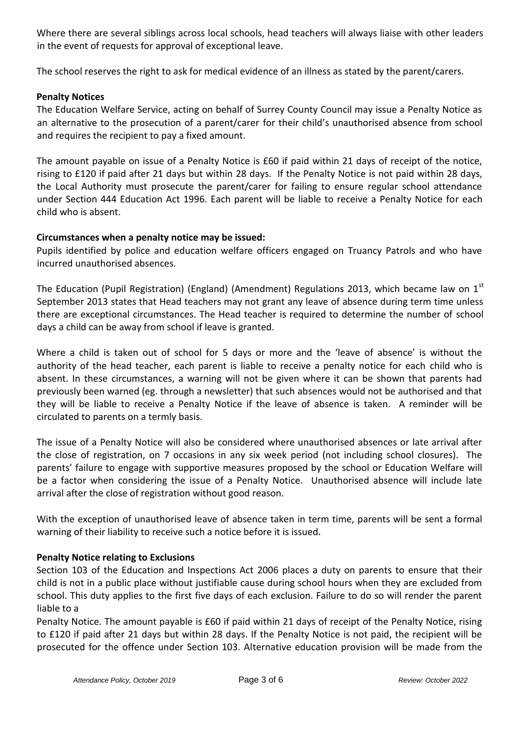Where there are several siblings across local schools, head teachers will always liaise with other leaders in the event of requests for approval of exceptional leave.

The school reserves the right to ask for medical evidence of an illness as stated by the parent/carers.

**Penalty Notices**

The Education Welfare Service, acting on behalf of Surrey County Council may issue a Penalty Notice as an alternative to the prosecution of a parent/carer for their child's unauthorised absence from school and requires the recipient to pay a fixed amount.

The amount payable on issue of a Penalty Notice is £60 if paid within 21 days of receipt of the notice, rising to £120 if paid after 21 days but within 28 days. If the Penalty Notice is not paid within 28 days, the Local Authority must prosecute the parent/carer for failing to ensure regular school attendance under Section 444 Education Act 1996. Each parent will be liable to receive a Penalty Notice for each child who is absent.

**Circumstances when a penalty notice may be issued:**

Pupils identified by police and education welfare officers engaged on Truancy Patrols and who have incurred unauthorised absences.

The Education (Pupil Registration) (England) (Amendment) Regulations 2013, which became law on 1st September 2013 states that Head teachers may not grant any leave of absence during term time unless there are exceptional circumstances. The Head teacher is required to determine the number of school days a child can be away from school if leave is granted.

Where a child is taken out of school for 5 days or more and the 'leave of absence' is without the authority of the head teacher, each parent is liable to receive a penalty notice for each child who is absent. In these circumstances, a warning will not be given where it can be shown that parents had previously been warned (eg. through a newsletter) that such absences would not be authorised and that they will be liable to receive a Penalty Notice if the leave of absence is taken. A reminder will be circulated to parents on a termly basis.

The issue of a Penalty Notice will also be considered where unauthorised absences or late arrival after the close of registration, on 7 occasions in any six week period (not including school closures). The parents' failure to engage with supportive measures proposed by the school or Education Welfare will be a factor when considering the issue of a Penalty Notice. Unauthorised absence will include late arrival after the close of registration without good reason.

With the exception of unauthorised leave of absence taken in term time, parents will be sent a formal warning of their liability to receive such a notice before it is issued.

**Penalty Notice relating to Exclusions**

Section 103 of the Education and Inspections Act 2006 places a duty on parents to ensure that their child is not in a public place without justifiable cause during school hours when they are excluded from school. This duty applies to the first five days of each exclusion. Failure to do so will render the parent liable to a Penalty Notice. The amount payable is £60 if paid within 21 days of receipt of the Penalty Notice, rising to £120 if paid after 21 days but within 28 days. If the Penalty Notice is not paid, the recipient will be prosecuted for the offence under Section 103. Alternative education provision will be made from the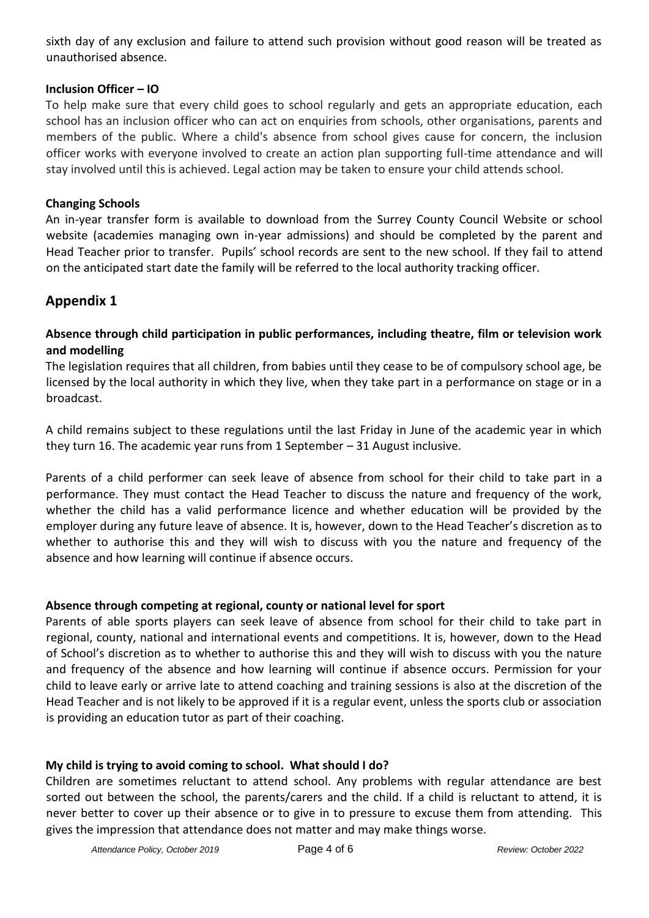sixth day of any exclusion and failure to attend such provision without good reason will be treated as unauthorised absence.

**Inclusion Officer – IO**

To help make sure that every child goes to school regularly and gets an appropriate education, each school has an inclusion officer who can act on enquiries from schools, other organisations, parents and members of the public. Where a child's absence from school gives cause for concern, the inclusion officer works with everyone involved to create an action plan supporting full-time attendance and will stay involved until this is achieved. Legal action may be taken to ensure your child attends school.

**Changing Schools**

An in-year transfer form is available to download from the Surrey County Council Website or school website (academies managing own in-year admissions) and should be completed by the parent and Head Teacher prior to transfer. Pupils' school records are sent to the new school. If they fail to attend on the anticipated start date the family will be referred to the local authority tracking officer.

## Appendix 1

**Absence through child participation in public performances, including theatre, film or television work and modelling**

The legislation requires that all children, from babies until they cease to be of compulsory school age, be licensed by the local authority in which they live, when they take part in a performance on stage or in a broadcast.

A child remains subject to these regulations until the last Friday in June of the academic year in which they turn 16. The academic year runs from 1 September – 31 August inclusive.

Parents of a child performer can seek leave of absence from school for their child to take part in a performance. They must contact the Head Teacher to discuss the nature and frequency of the work, whether the child has a valid performance licence and whether education will be provided by the employer during any future leave of absence. It is, however, down to the Head Teacher's discretion as to whether to authorise this and they will wish to discuss with you the nature and frequency of the absence and how learning will continue if absence occurs.

**Absence through competing at regional, county or national level for sport**

Parents of able sports players can seek leave of absence from school for their child to take part in regional, county, national and international events and competitions. It is, however, down to the Head of School's discretion as to whether to authorise this and they will wish to discuss with you the nature and frequency of the absence and how learning will continue if absence occurs. Permission for your child to leave early or arrive late to attend coaching and training sessions is also at the discretion of the Head Teacher and is not likely to be approved if it is a regular event, unless the sports club or association is providing an education tutor as part of their coaching.

**My child is trying to avoid coming to school. What should I do?**

Children are sometimes reluctant to attend school. Any problems with regular attendance are best sorted out between the school, the parents/carers and the child. If a child is reluctant to attend, it is never better to cover up their absence or to give in to pressure to excuse them from attending. This gives the impression that attendance does not matter and may make things worse.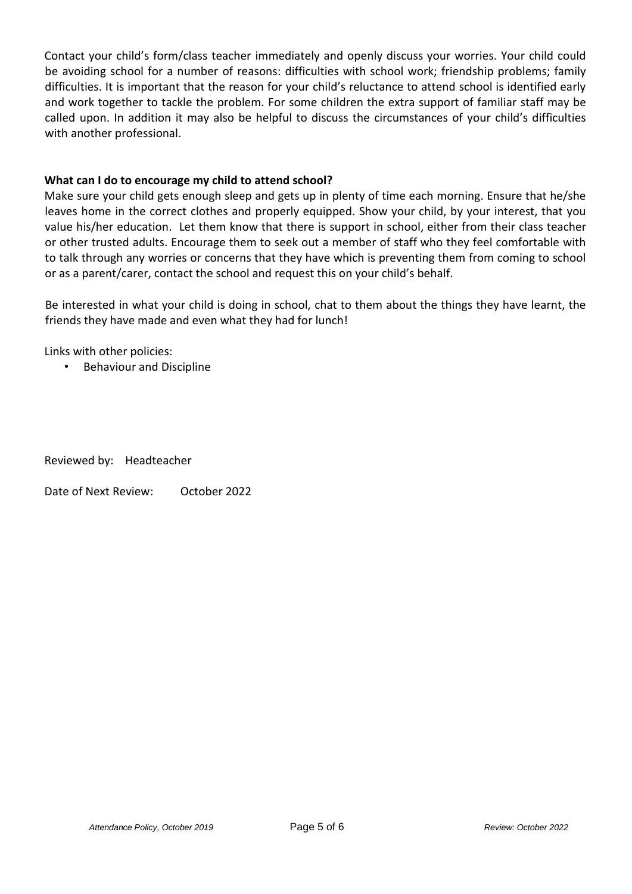Contact your child's form/class teacher immediately and openly discuss your worries. Your child could be avoiding school for a number of reasons: difficulties with school work; friendship problems; family difficulties. It is important that the reason for your child's reluctance to attend school is identified early and work together to tackle the problem. For some children the extra support of familiar staff may be called upon. In addition it may also be helpful to discuss the circumstances of your child's difficulties with another professional.

**What can I do to encourage my child to attend school?**

Make sure your child gets enough sleep and gets up in plenty of time each morning. Ensure that he/she leaves home in the correct clothes and properly equipped. Show your child, by your interest, that you value his/her education. Let them know that there is support in school, either from their class teacher or other trusted adults. Encourage them to seek out a member of staff who they feel comfortable with to talk through any worries or concerns that they have which is preventing them from coming to school or as a parent/carer, contact the school and request this on your child's behalf.

Be interested in what your child is doing in school, chat to them about the things they have learnt, the friends they have made and even what they had for lunch!

Links with other policies:

- Behaviour and Discipline

Reviewed by: Headteacher

Date of Next Review: October 2022